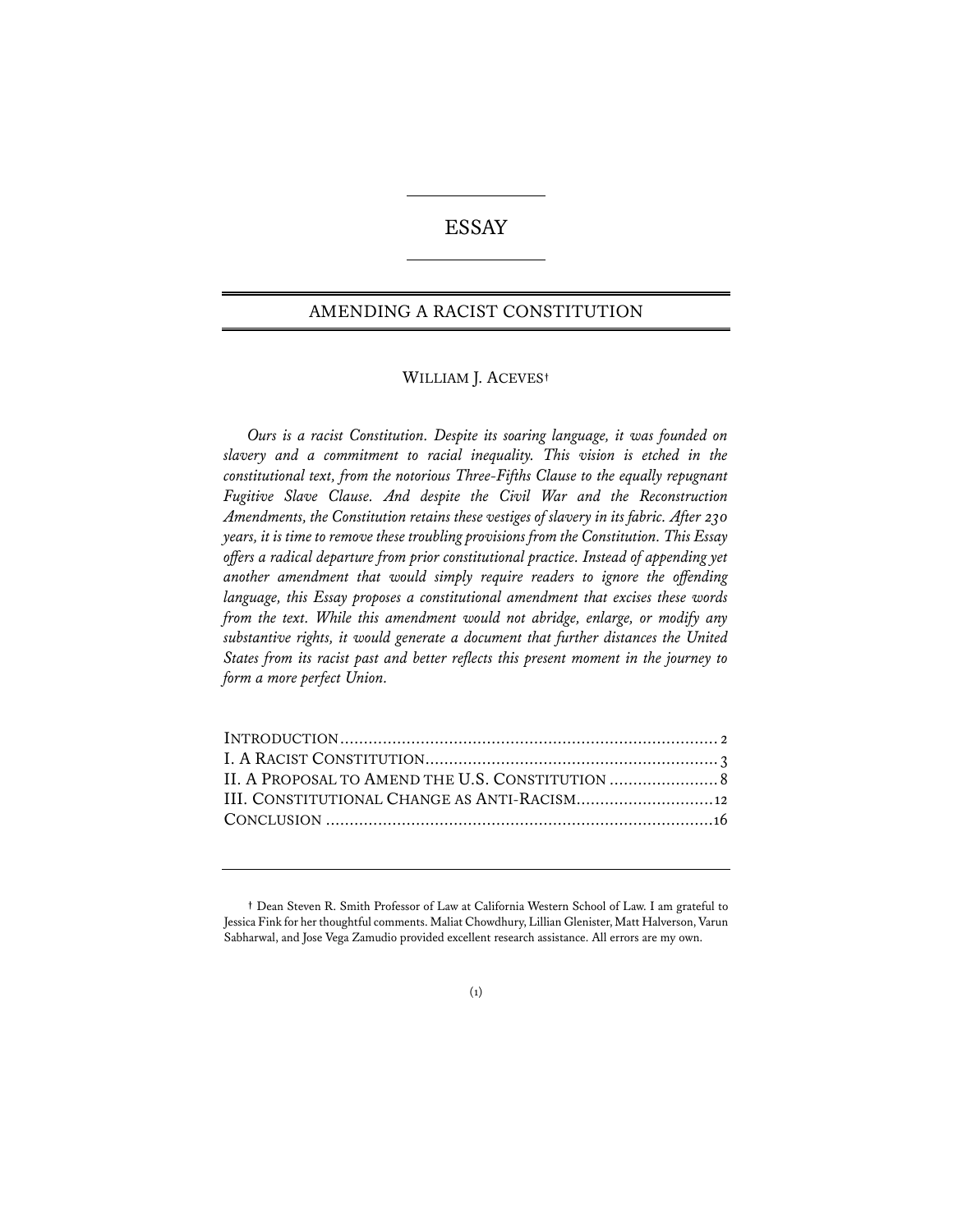# ESSAY

## AMENDING A RACIST CONSTITUTION

WILLIAM J. ACEVES†

*Ours is a racist Constitution. Despite its soaring language, it was founded on slavery and a commitment to racial inequality. This vision is etched in the constitutional text, from the notorious Three-Fifths Clause to the equally repugnant Fugitive Slave Clause. And despite the Civil War and the Reconstruction Amendments, the Constitution retains these vestiges of slavery in its fabric. After 230 years, it is time to remove these troubling provisions from the Constitution. This Essay offers a radical departure from prior constitutional practice. Instead of appending yet another amendment that would simply require readers to ignore the offending language, this Essay proposes a constitutional amendment that excises these words from the text. While this amendment would not abridge, enlarge, or modify any substantive rights, it would generate a document that further distances the United States from its racist past and better reflects this present moment in the journey to form a more perfect Union.*

| | |
|---|---|
| INTRODUCTION | 2 |
| I. A RACIST CONSTITUTION | 3 |
| II. A PROPOSAL TO AMEND THE U.S. CONSTITUTION | 8 |
| III. CONSTITUTIONAL CHANGE AS ANTI-RACISM | 12 |
| CONCLUSION | 16 |

† Dean Steven R. Smith Professor of Law at California Western School of Law. I am grateful to Jessica Fink for her thoughtful comments. Maliat Chowdhury, Lillian Glenister, Matt Halverson, Varun Sabharwal, and Jose Vega Zamudio provided excellent research assistance. All errors are my own.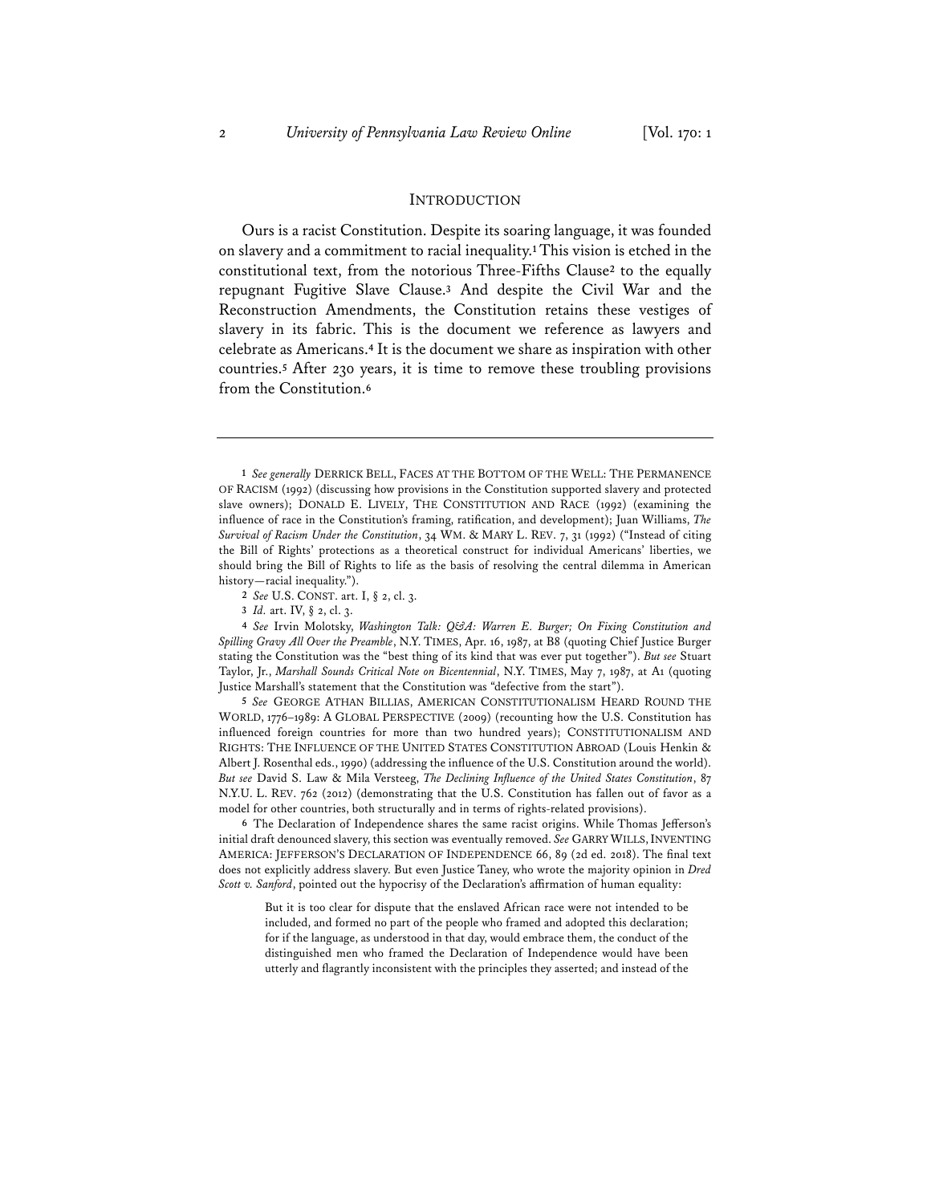## INTRODUCTION

Ours is a racist Constitution. Despite its soaring language, it was founded on slavery and a commitment to racial inequality.[1] This vision is etched in the constitutional text, from the notorious Three-Fifths Clause[2] to the equally repugnant Fugitive Slave Clause.[3] And despite the Civil War and the Reconstruction Amendments, the Constitution retains these vestiges of slavery in its fabric. This is the document we reference as lawyers and celebrate as Americans.[4] It is the document we share as inspiration with other countries.[5] After 230 years, it is time to remove these troubling provisions from the Constitution.[6]

---

1 *See generally* DERRICK BELL, FACES AT THE BOTTOM OF THE WELL: THE PERMANENCE OF RACISM (1992) (discussing how provisions in the Constitution supported slavery and protected slave owners); DONALD E. LIVELY, THE CONSTITUTION AND RACE (1992) (examining the influence of race in the Constitution's framing, ratification, and development); Juan Williams, *The Survival of Racism Under the Constitution*, 34 WM. & MARY L. REV. 7, 31 (1992) ("Instead of citing the Bill of Rights' protections as a theoretical construct for individual Americans' liberties, we should bring the Bill of Rights to life as the basis of resolving the central dilemma in American history—racial inequality.").

2 *See* U.S. CONST. art. I, § 2, cl. 3.

3 *Id.* art. IV, § 2, cl. 3.

4 *See* Irvin Molotsky, *Washington Talk: Q&A: Warren E. Burger; On Fixing Constitution and Spilling Gravy All Over the Preamble*, N.Y. TIMES, Apr. 16, 1987, at B8 (quoting Chief Justice Burger stating the Constitution was the "best thing of its kind that was ever put together"). *But see* Stuart Taylor, Jr., *Marshall Sounds Critical Note on Bicentennial*, N.Y. TIMES, May 7, 1987, at A1 (quoting Justice Marshall's statement that the Constitution was "defective from the start").

5 *See* GEORGE ATHAN BILLIAS, AMERICAN CONSTITUTIONALISM HEARD ROUND THE WORLD, 1776–1989: A GLOBAL PERSPECTIVE (2009) (recounting how the U.S. Constitution has influenced foreign countries for more than two hundred years); CONSTITUTIONALISM AND RIGHTS: THE INFLUENCE OF THE UNITED STATES CONSTITUTION ABROAD (Louis Henkin & Albert J. Rosenthal eds., 1990) (addressing the influence of the U.S. Constitution around the world). *But see* David S. Law & Mila Versteeg, *The Declining Influence of the United States Constitution*, 87 N.Y.U. L. REV. 762 (2012) (demonstrating that the U.S. Constitution has fallen out of favor as a model for other countries, both structurally and in terms of rights-related provisions).

6 The Declaration of Independence shares the same racist origins. While Thomas Jefferson's initial draft denounced slavery, this section was eventually removed. *See* GARRY WILLS, INVENTING AMERICA: JEFFERSON'S DECLARATION OF INDEPENDENCE 66, 89 (2d ed. 2018). The final text does not explicitly address slavery. But even Justice Taney, who wrote the majority opinion in *Dred Scott v. Sanford*, pointed out the hypocrisy of the Declaration's affirmation of human equality:

> But it is too clear for dispute that the enslaved African race were not intended to be included, and formed no part of the people who framed and adopted this declaration; for if the language, as understood in that day, would embrace them, the conduct of the distinguished men who framed the Declaration of Independence would have been utterly and flagrantly inconsistent with the principles they asserted; and instead of the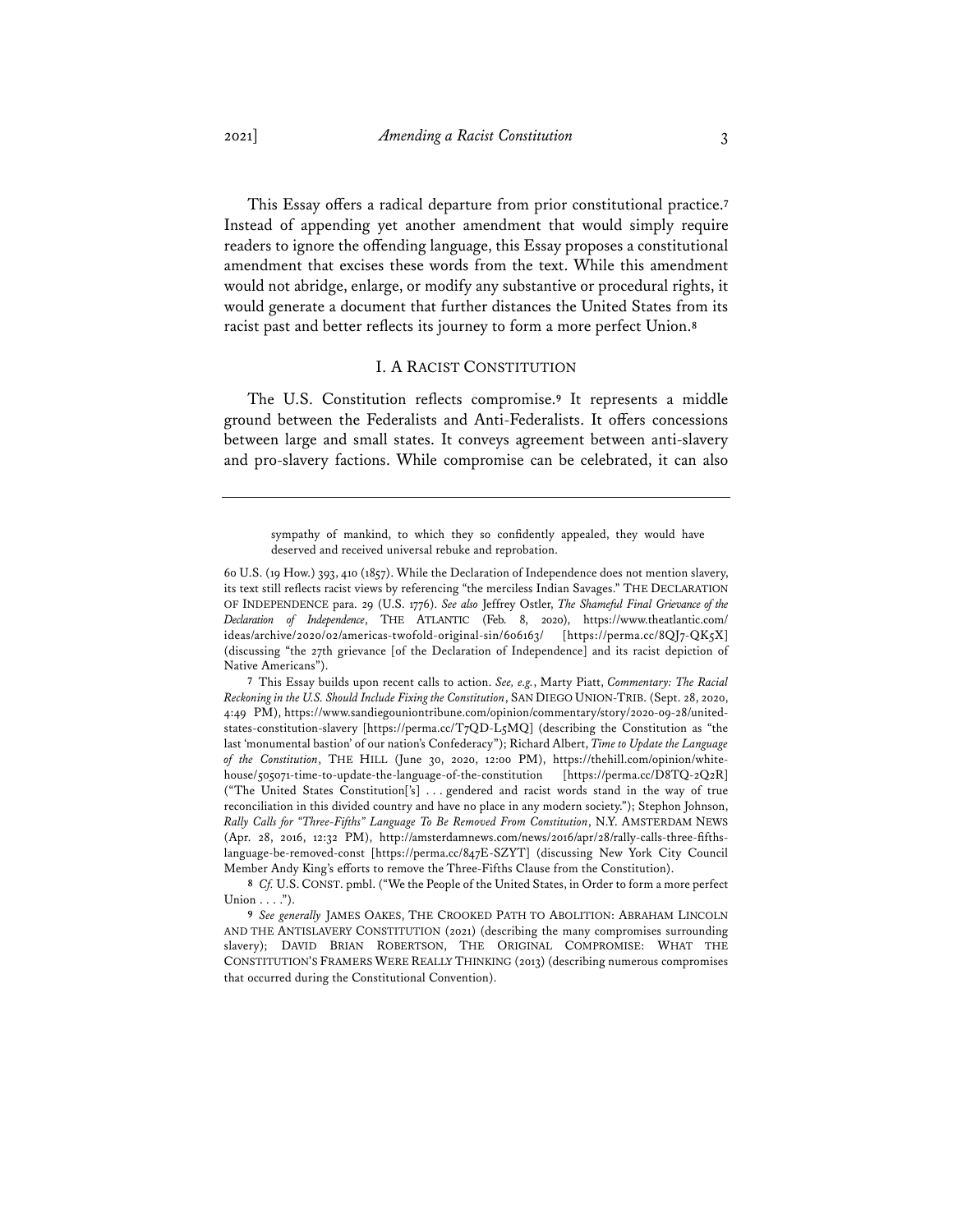This Essay offers a radical departure from prior constitutional practice.[7] Instead of appending yet another amendment that would simply require readers to ignore the offending language, this Essay proposes a constitutional amendment that excises these words from the text. While this amendment would not abridge, enlarge, or modify any substantive or procedural rights, it would generate a document that further distances the United States from its racist past and better reflects its journey to form a more perfect Union.[8]

## I. A RACIST CONSTITUTION

The U.S. Constitution reflects compromise.[9] It represents a middle ground between the Federalists and Anti-Federalists. It offers concessions between large and small states. It conveys agreement between anti-slavery and pro-slavery factions. While compromise can be celebrated, it can also

---

> sympathy of mankind, to which they so confidently appealed, they would have deserved and received universal rebuke and reprobation.

60 U.S. (19 How.) 393, 410 (1857). While the Declaration of Independence does not mention slavery, its text still reflects racist views by referencing "the merciless Indian Savages." THE DECLARATION OF INDEPENDENCE para. 29 (U.S. 1776). *See also* Jeffrey Ostler, *The Shameful Final Grievance of the Declaration of Independence*, THE ATLANTIC (Feb. 8, 2020), https://www.theatlantic.com/ideas/archive/2020/02/americas-twofold-original-sin/606163/ [https://perma.cc/8QJ7-QK5X] (discussing "the 27th grievance [of the Declaration of Independence] and its racist depiction of Native Americans").

7 This Essay builds upon recent calls to action. *See, e.g.*, Marty Piatt, *Commentary: The Racial Reckoning in the U.S. Should Include Fixing the Constitution*, SAN DIEGO UNION-TRIB. (Sept. 28, 2020, 4:49 PM), https://www.sandiegouniontribune.com/opinion/commentary/story/2020-09-28/united-states-constitution-slavery [https://perma.cc/T7QD-L5MQ] (describing the Constitution as "the last 'monumental bastion' of our nation's Confederacy"); Richard Albert, *Time to Update the Language of the Constitution*, THE HILL (June 30, 2020, 12:00 PM), https://thehill.com/opinion/white-house/505071-time-to-update-the-language-of-the-constitution [https://perma.cc/D8TQ-2Q2R] ("The United States Constitution['s] . . . gendered and racist words stand in the way of true reconciliation in this divided country and have no place in any modern society."); Stephon Johnson, *Rally Calls for "Three-Fifths" Language To Be Removed From Constitution*, N.Y. AMSTERDAM NEWS (Apr. 28, 2016, 12:32 PM), http://amsterdamnews.com/news/2016/apr/28/rally-calls-three-fifths-language-be-removed-const [https://perma.cc/847E-SZYT] (discussing New York City Council Member Andy King's efforts to remove the Three-Fifths Clause from the Constitution).

8 *Cf.* U.S. CONST. pmbl. ("We the People of the United States, in Order to form a more perfect Union . . . .").

9 *See generally* JAMES OAKES, THE CROOKED PATH TO ABOLITION: ABRAHAM LINCOLN AND THE ANTISLAVERY CONSTITUTION (2021) (describing the many compromises surrounding slavery); DAVID BRIAN ROBERTSON, THE ORIGINAL COMPROMISE: WHAT THE CONSTITUTION'S FRAMERS WERE REALLY THINKING (2013) (describing numerous compromises that occurred during the Constitutional Convention).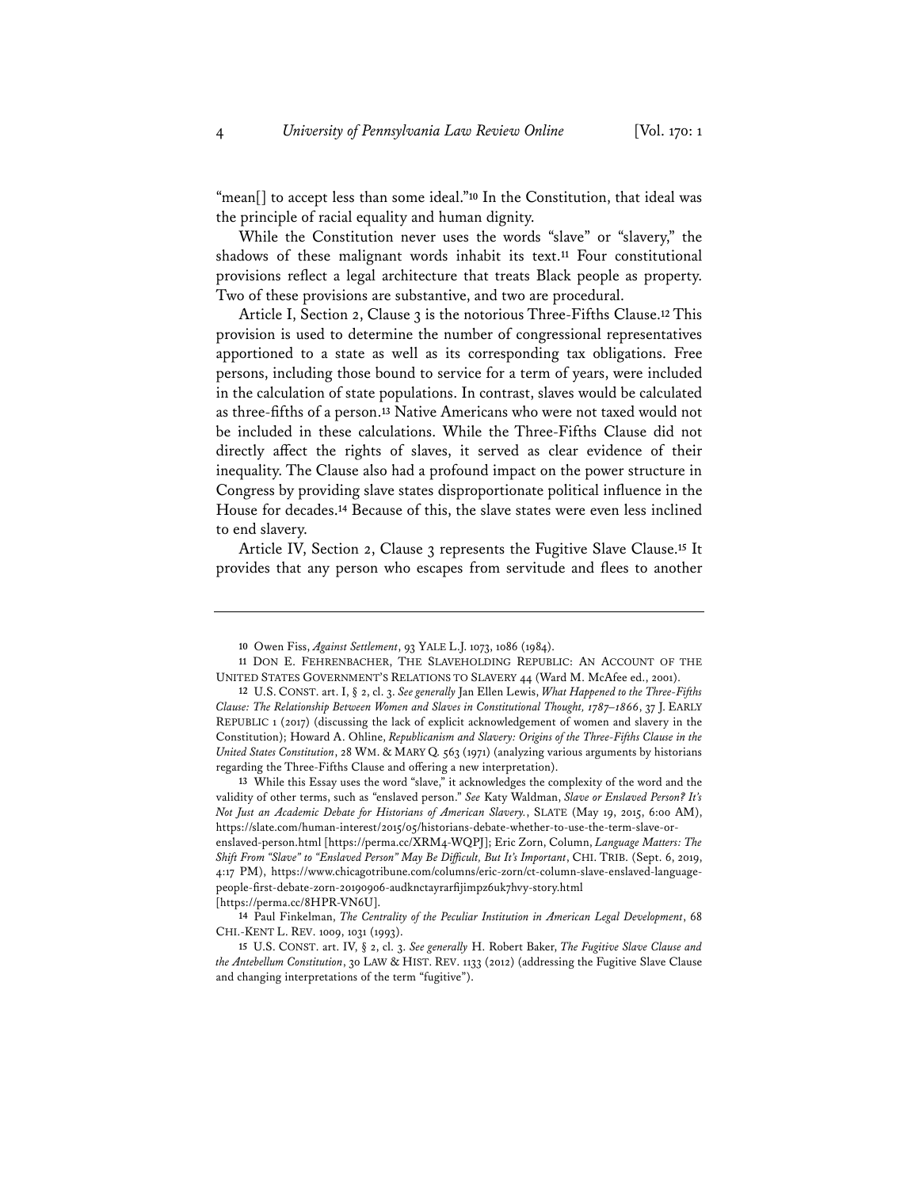"mean[] to accept less than some ideal."[10] In the Constitution, that ideal was the principle of racial equality and human dignity.

While the Constitution never uses the words "slave" or "slavery," the shadows of these malignant words inhabit its text.[11] Four constitutional provisions reflect a legal architecture that treats Black people as property. Two of these provisions are substantive, and two are procedural.

Article I, Section 2, Clause 3 is the notorious Three-Fifths Clause.[12] This provision is used to determine the number of congressional representatives apportioned to a state as well as its corresponding tax obligations. Free persons, including those bound to service for a term of years, were included in the calculation of state populations. In contrast, slaves would be calculated as three-fifths of a person.[13] Native Americans who were not taxed would not be included in these calculations. While the Three-Fifths Clause did not directly affect the rights of slaves, it served as clear evidence of their inequality. The Clause also had a profound impact on the power structure in Congress by providing slave states disproportionate political influence in the House for decades.[14] Because of this, the slave states were even less inclined to end slavery.

Article IV, Section 2, Clause 3 represents the Fugitive Slave Clause.[15] It provides that any person who escapes from servitude and flees to another

---

10 Owen Fiss, *Against Settlement*, 93 YALE L.J. 1073, 1086 (1984).

11 DON E. FEHRENBACHER, THE SLAVEHOLDING REPUBLIC: AN ACCOUNT OF THE UNITED STATES GOVERNMENT'S RELATIONS TO SLAVERY 44 (Ward M. McAfee ed., 2001).

12 U.S. CONST. art. I, § 2, cl. 3. *See generally* Jan Ellen Lewis, *What Happened to the Three-Fifths Clause: The Relationship Between Women and Slaves in Constitutional Thought, 1787–1866*, 37 J. EARLY REPUBLIC 1 (2017) (discussing the lack of explicit acknowledgement of women and slavery in the Constitution); Howard A. Ohline, *Republicanism and Slavery: Origins of the Three-Fifths Clause in the United States Constitution*, 28 WM. & MARY Q. 563 (1971) (analyzing various arguments by historians regarding the Three-Fifths Clause and offering a new interpretation).

13 While this Essay uses the word "slave," it acknowledges the complexity of the word and the validity of other terms, such as "enslaved person." *See* Katy Waldman, *Slave or Enslaved Person? It's Not Just an Academic Debate for Historians of American Slavery.*, SLATE (May 19, 2015, 6:00 AM), https://slate.com/human-interest/2015/05/historians-debate-whether-to-use-the-term-slave-or-enslaved-person.html [https://perma.cc/XRM4-WQPJ]; Eric Zorn, Column, *Language Matters: The Shift From "Slave" to "Enslaved Person" May Be Difficult, But It's Important*, CHI. TRIB. (Sept. 6, 2019, 4:17 PM), https://www.chicagotribune.com/columns/eric-zorn/ct-column-slave-enslaved-language-people-first-debate-zorn-20190906-audknctayrarfijimpz6uk7hvy-story.html [https://perma.cc/8HPR-VN6U].

14 Paul Finkelman, *The Centrality of the Peculiar Institution in American Legal Development*, 68 CHI.-KENT L. REV. 1009, 1031 (1993).

15 U.S. CONST. art. IV, § 2, cl. 3. *See generally* H. Robert Baker, *The Fugitive Slave Clause and the Antebellum Constitution*, 30 LAW & HIST. REV. 1133 (2012) (addressing the Fugitive Slave Clause and changing interpretations of the term "fugitive").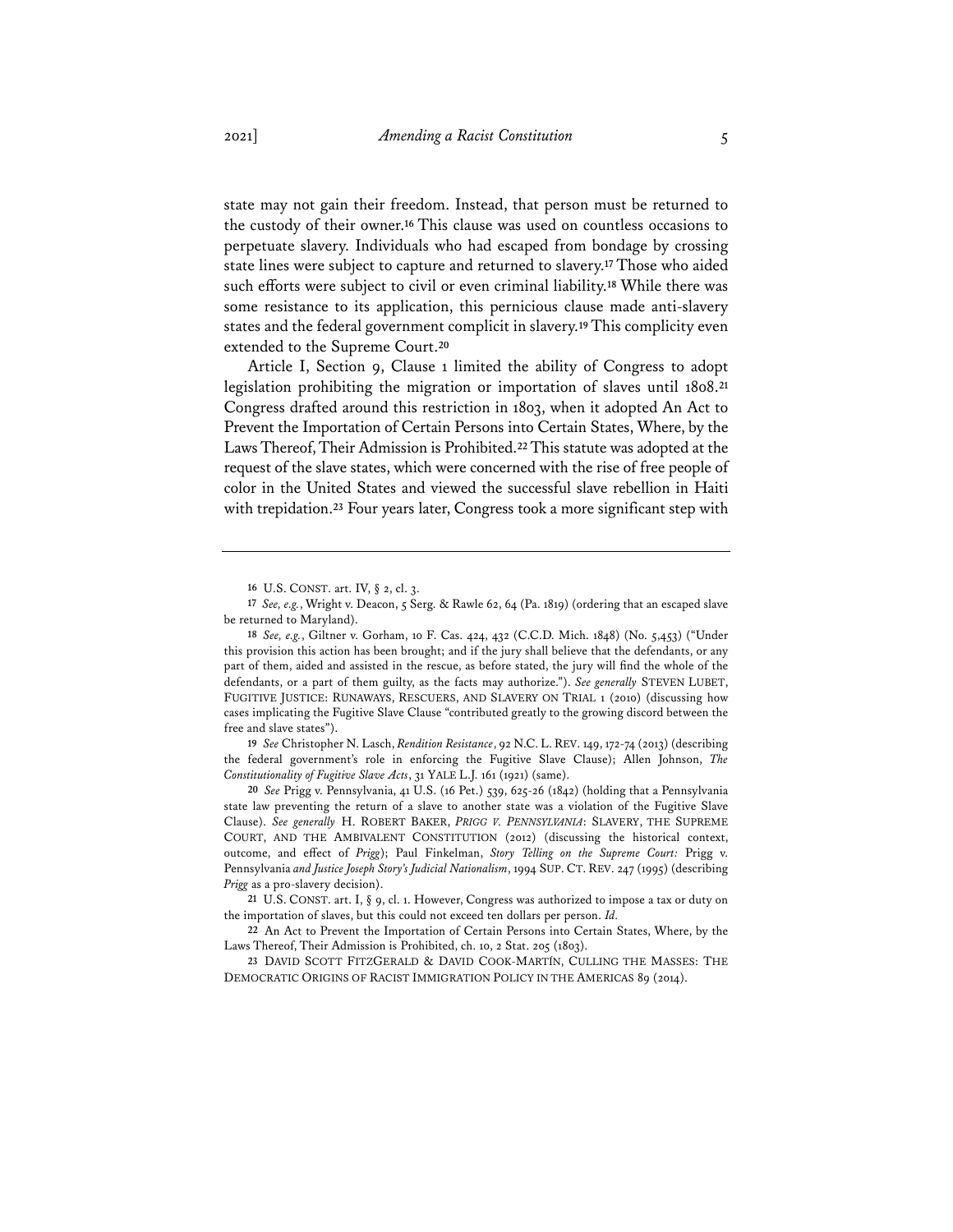state may not gain their freedom. Instead, that person must be returned to the custody of their owner.[16] This clause was used on countless occasions to perpetuate slavery. Individuals who had escaped from bondage by crossing state lines were subject to capture and returned to slavery.[17] Those who aided such efforts were subject to civil or even criminal liability.[18] While there was some resistance to its application, this pernicious clause made anti-slavery states and the federal government complicit in slavery.[19] This complicity even extended to the Supreme Court.[20]

Article I, Section 9, Clause 1 limited the ability of Congress to adopt legislation prohibiting the migration or importation of slaves until 1808.[21] Congress drafted around this restriction in 1803, when it adopted An Act to Prevent the Importation of Certain Persons into Certain States, Where, by the Laws Thereof, Their Admission is Prohibited.[22] This statute was adopted at the request of the slave states, which were concerned with the rise of free people of color in the United States and viewed the successful slave rebellion in Haiti with trepidation.[23] Four years later, Congress took a more significant step with

---

16 U.S. CONST. art. IV, § 2, cl. 3.

17 *See, e.g.*, Wright v. Deacon, 5 Serg. & Rawle 62, 64 (Pa. 1819) (ordering that an escaped slave be returned to Maryland).

18 *See, e.g.*, Giltner v. Gorham, 10 F. Cas. 424, 432 (C.C.D. Mich. 1848) (No. 5,453) ("Under this provision this action has been brought; and if the jury shall believe that the defendants, or any part of them, aided and assisted in the rescue, as before stated, the jury will find the whole of the defendants, or a part of them guilty, as the facts may authorize."). *See generally* STEVEN LUBET, FUGITIVE JUSTICE: RUNAWAYS, RESCUERS, AND SLAVERY ON TRIAL 1 (2010) (discussing how cases implicating the Fugitive Slave Clause "contributed greatly to the growing discord between the free and slave states").

19 *See* Christopher N. Lasch, *Rendition Resistance*, 92 N.C. L. REV. 149, 172-74 (2013) (describing the federal government's role in enforcing the Fugitive Slave Clause); Allen Johnson, *The Constitutionality of Fugitive Slave Acts*, 31 YALE L.J. 161 (1921) (same).

20 *See* Prigg v. Pennsylvania, 41 U.S. (16 Pet.) 539, 625-26 (1842) (holding that a Pennsylvania state law preventing the return of a slave to another state was a violation of the Fugitive Slave Clause). *See generally* H. ROBERT BAKER, *PRIGG V. PENNSYLVANIA*: SLAVERY, THE SUPREME COURT, AND THE AMBIVALENT CONSTITUTION (2012) (discussing the historical context, outcome, and effect of *Prigg*); Paul Finkelman, *Story Telling on the Supreme Court:* Prigg v. Pennsylvania *and Justice Joseph Story's Judicial Nationalism*, 1994 SUP. CT. REV. 247 (1995) (describing *Prigg* as a pro-slavery decision).

21 U.S. CONST. art. I, § 9, cl. 1. However, Congress was authorized to impose a tax or duty on the importation of slaves, but this could not exceed ten dollars per person. *Id.*

22 An Act to Prevent the Importation of Certain Persons into Certain States, Where, by the Laws Thereof, Their Admission is Prohibited, ch. 10, 2 Stat. 205 (1803).

23 DAVID SCOTT FITZGERALD & DAVID COOK-MARTÍN, CULLING THE MASSES: THE DEMOCRATIC ORIGINS OF RACIST IMMIGRATION POLICY IN THE AMERICAS 89 (2014).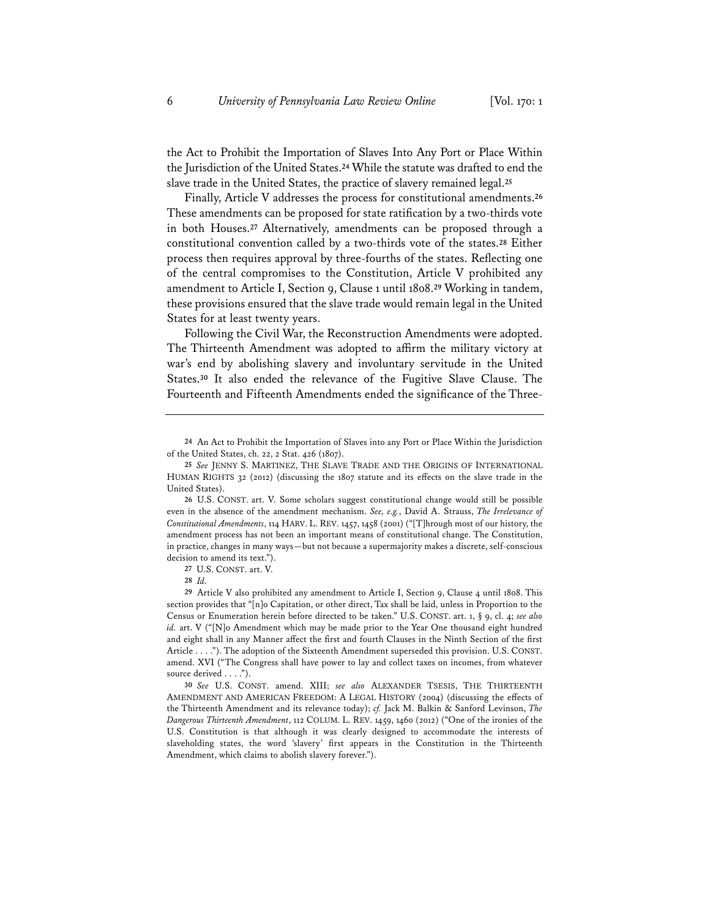the Act to Prohibit the Importation of Slaves Into Any Port or Place Within the Jurisdiction of the United States.[24] While the statute was drafted to end the slave trade in the United States, the practice of slavery remained legal.[25]

Finally, Article V addresses the process for constitutional amendments.[26] These amendments can be proposed for state ratification by a two-thirds vote in both Houses.[27] Alternatively, amendments can be proposed through a constitutional convention called by a two-thirds vote of the states.[28] Either process then requires approval by three-fourths of the states. Reflecting one of the central compromises to the Constitution, Article V prohibited any amendment to Article I, Section 9, Clause 1 until 1808.[29] Working in tandem, these provisions ensured that the slave trade would remain legal in the United States for at least twenty years.

Following the Civil War, the Reconstruction Amendments were adopted. The Thirteenth Amendment was adopted to affirm the military victory at war's end by abolishing slavery and involuntary servitude in the United States.[30] It also ended the relevance of the Fugitive Slave Clause. The Fourteenth and Fifteenth Amendments ended the significance of the Three-

---

[24] An Act to Prohibit the Importation of Slaves into any Port or Place Within the Jurisdiction of the United States, ch. 22, 2 Stat. 426 (1807).

[25] *See* JENNY S. MARTINEZ, THE SLAVE TRADE AND THE ORIGINS OF INTERNATIONAL HUMAN RIGHTS 32 (2012) (discussing the 1807 statute and its effects on the slave trade in the United States).

[26] U.S. CONST. art. V. Some scholars suggest constitutional change would still be possible even in the absence of the amendment mechanism. *See, e.g.*, David A. Strauss, *The Irrelevance of Constitutional Amendments*, 114 HARV. L. REV. 1457, 1458 (2001) ("[T]hrough most of our history, the amendment process has not been an important means of constitutional change. The Constitution, in practice, changes in many ways—but not because a supermajority makes a discrete, self-conscious decision to amend its text.").

[27] U.S. CONST. art. V.

[28] *Id.*

[29] Article V also prohibited any amendment to Article I, Section 9, Clause 4 until 1808. This section provides that "[n]o Capitation, or other direct, Tax shall be laid, unless in Proportion to the Census or Enumeration herein before directed to be taken." U.S. CONST. art. 1, § 9, cl. 4; *see also id.* art. V ("[N]o Amendment which may be made prior to the Year One thousand eight hundred and eight shall in any Manner affect the first and fourth Clauses in the Ninth Section of the first Article . . . ."). The adoption of the Sixteenth Amendment superseded this provision. U.S. CONST. amend. XVI ("The Congress shall have power to lay and collect taxes on incomes, from whatever source derived . . . .").

[30] *See* U.S. CONST. amend. XIII; *see also* ALEXANDER TSESIS, THE THIRTEENTH AMENDMENT AND AMERICAN FREEDOM: A LEGAL HISTORY (2004) (discussing the effects of the Thirteenth Amendment and its relevance today); *cf.* Jack M. Balkin & Sanford Levinson, *The Dangerous Thirteenth Amendment*, 112 COLUM. L. REV. 1459, 1460 (2012) ("One of the ironies of the U.S. Constitution is that although it was clearly designed to accommodate the interests of slaveholding states, the word 'slavery' first appears in the Constitution in the Thirteenth Amendment, which claims to abolish slavery forever.").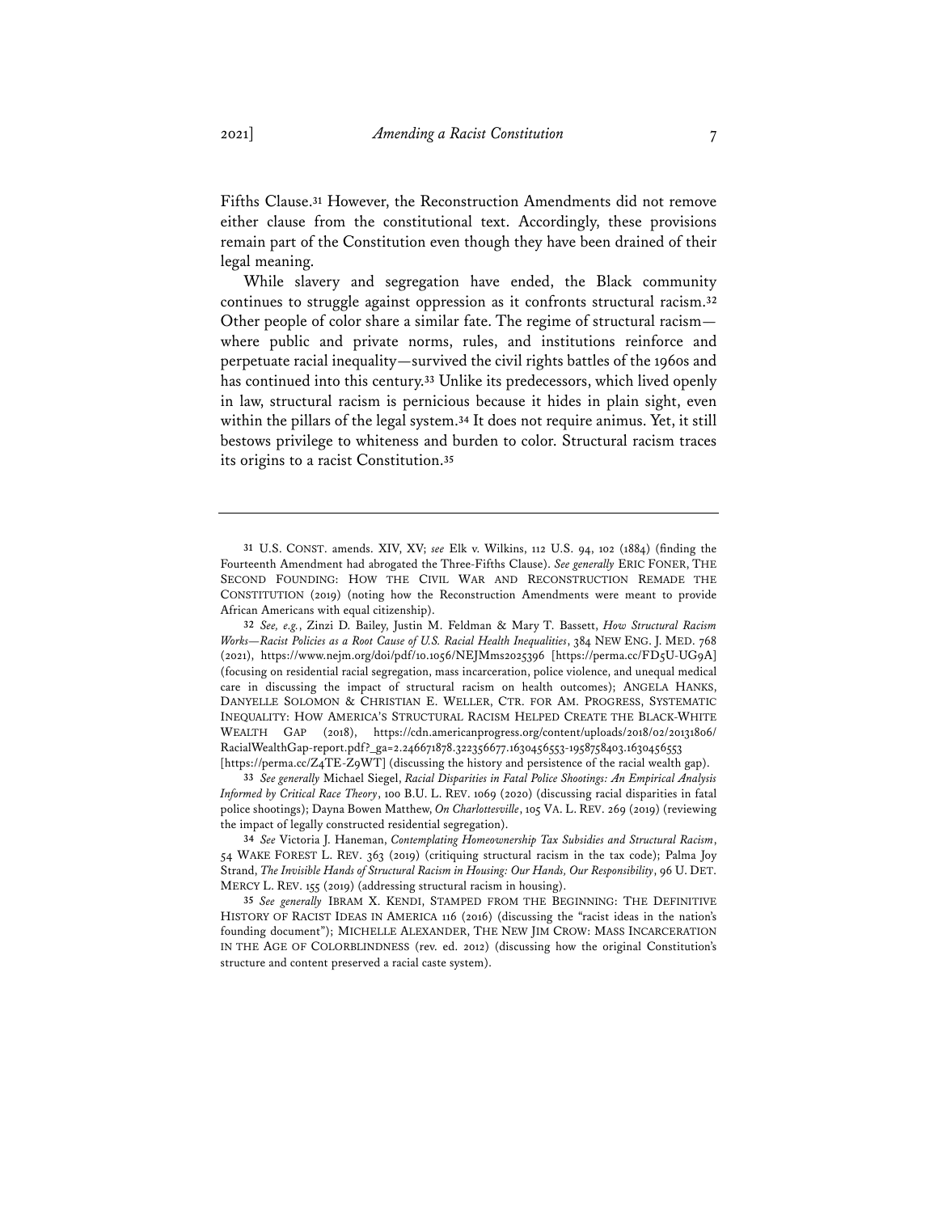Fifths Clause.[31] However, the Reconstruction Amendments did not remove either clause from the constitutional text. Accordingly, these provisions remain part of the Constitution even though they have been drained of their legal meaning.

While slavery and segregation have ended, the Black community continues to struggle against oppression as it confronts structural racism.[32] Other people of color share a similar fate. The regime of structural racism—where public and private norms, rules, and institutions reinforce and perpetuate racial inequality—survived the civil rights battles of the 1960s and has continued into this century.[33] Unlike its predecessors, which lived openly in law, structural racism is pernicious because it hides in plain sight, even within the pillars of the legal system.[34] It does not require animus. Yet, it still bestows privilege to whiteness and burden to color. Structural racism traces its origins to a racist Constitution.[35]

---

31 U.S. CONST. amends. XIV, XV; *see* Elk v. Wilkins, 112 U.S. 94, 102 (1884) (finding the Fourteenth Amendment had abrogated the Three-Fifths Clause). *See generally* ERIC FONER, THE SECOND FOUNDING: HOW THE CIVIL WAR AND RECONSTRUCTION REMADE THE CONSTITUTION (2019) (noting how the Reconstruction Amendments were meant to provide African Americans with equal citizenship).

32 *See, e.g.*, Zinzi D. Bailey, Justin M. Feldman & Mary T. Bassett, *How Structural Racism Works—Racist Policies as a Root Cause of U.S. Racial Health Inequalities*, 384 NEW ENG. J. MED. 768 (2021), https://www.nejm.org/doi/pdf/10.1056/NEJMms2025396 [https://perma.cc/FD5U-UG9A] (focusing on residential racial segregation, mass incarceration, police violence, and unequal medical care in discussing the impact of structural racism on health outcomes); ANGELA HANKS, DANYELLE SOLOMON & CHRISTIAN E. WELLER, CTR. FOR AM. PROGRESS, SYSTEMATIC INEQUALITY: HOW AMERICA'S STRUCTURAL RACISM HELPED CREATE THE BLACK-WHITE WEALTH GAP (2018), https://cdn.americanprogress.org/content/uploads/2018/02/20131806/RacialWealthGap-report.pdf?_ga=2.246671878.322356677.1630456553-1958758403.1630456553 [https://perma.cc/Z4TE-Z9WT] (discussing the history and persistence of the racial wealth gap).

33 *See generally* Michael Siegel, *Racial Disparities in Fatal Police Shootings: An Empirical Analysis Informed by Critical Race Theory*, 100 B.U. L. REV. 1069 (2020) (discussing racial disparities in fatal police shootings); Dayna Bowen Matthew, *On Charlottesville*, 105 VA. L. REV. 269 (2019) (reviewing the impact of legally constructed residential segregation).

34 *See* Victoria J. Haneman, *Contemplating Homeownership Tax Subsidies and Structural Racism*, 54 WAKE FOREST L. REV. 363 (2019) (critiquing structural racism in the tax code); Palma Joy Strand, *The Invisible Hands of Structural Racism in Housing: Our Hands, Our Responsibility*, 96 U. DET. MERCY L. REV. 155 (2019) (addressing structural racism in housing).

35 *See generally* IBRAM X. KENDI, STAMPED FROM THE BEGINNING: THE DEFINITIVE HISTORY OF RACIST IDEAS IN AMERICA 116 (2016) (discussing the "racist ideas in the nation's founding document"); MICHELLE ALEXANDER, THE NEW JIM CROW: MASS INCARCERATION IN THE AGE OF COLORBLINDNESS (rev. ed. 2012) (discussing how the original Constitution's structure and content preserved a racial caste system).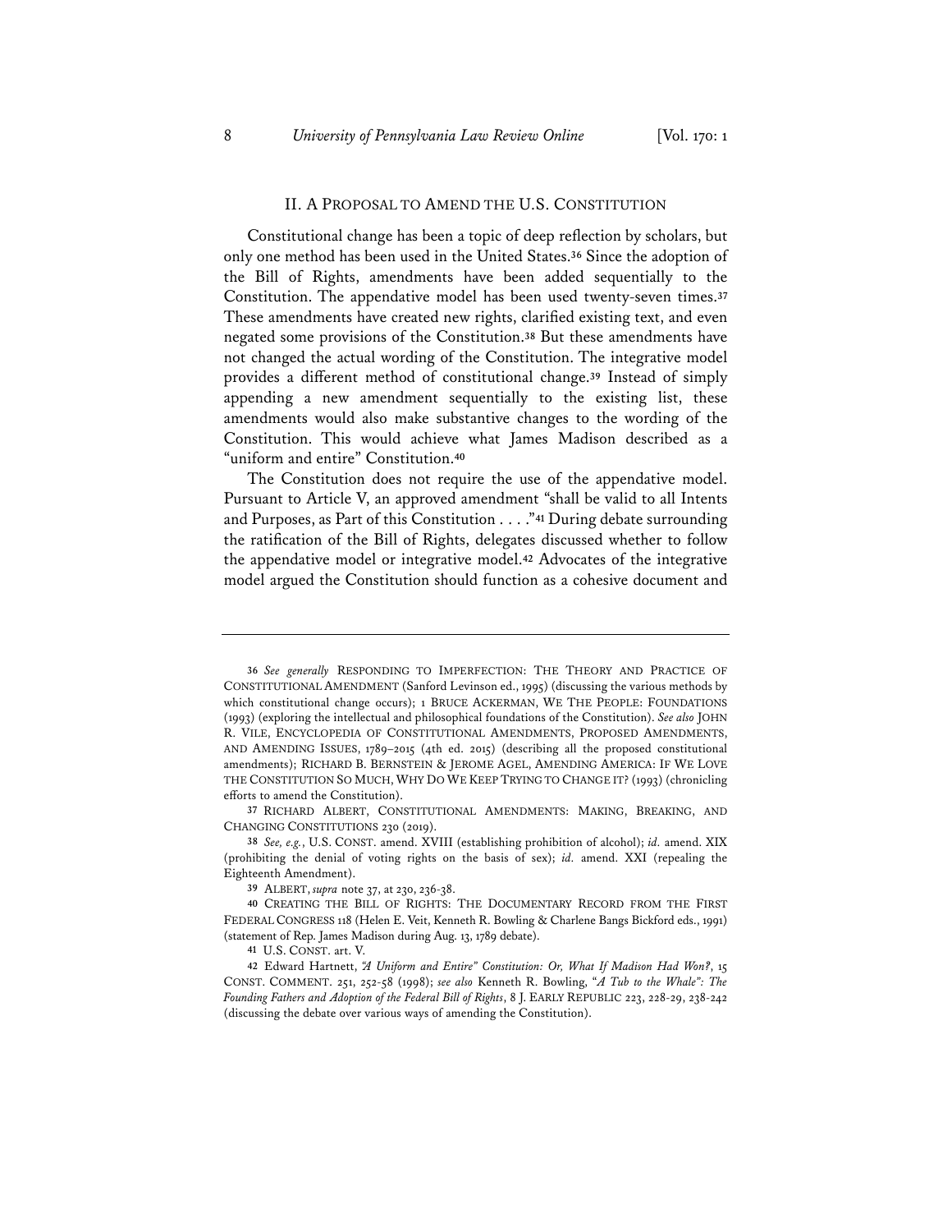## II. A PROPOSAL TO AMEND THE U.S. CONSTITUTION

Constitutional change has been a topic of deep reflection by scholars, but only one method has been used in the United States.[36] Since the adoption of the Bill of Rights, amendments have been added sequentially to the Constitution. The appendative model has been used twenty-seven times.[37] These amendments have created new rights, clarified existing text, and even negated some provisions of the Constitution.[38] But these amendments have not changed the actual wording of the Constitution. The integrative model provides a different method of constitutional change.[39] Instead of simply appending a new amendment sequentially to the existing list, these amendments would also make substantive changes to the wording of the Constitution. This would achieve what James Madison described as a "uniform and entire" Constitution.[40]

The Constitution does not require the use of the appendative model. Pursuant to Article V, an approved amendment "shall be valid to all Intents and Purposes, as Part of this Constitution . . . ."[41] During debate surrounding the ratification of the Bill of Rights, delegates discussed whether to follow the appendative model or integrative model.[42] Advocates of the integrative model argued the Constitution should function as a cohesive document and

---

36 *See generally* RESPONDING TO IMPERFECTION: THE THEORY AND PRACTICE OF CONSTITUTIONAL AMENDMENT (Sanford Levinson ed., 1995) (discussing the various methods by which constitutional change occurs); 1 BRUCE ACKERMAN, WE THE PEOPLE: FOUNDATIONS (1993) (exploring the intellectual and philosophical foundations of the Constitution). *See also* JOHN R. VILE, ENCYCLOPEDIA OF CONSTITUTIONAL AMENDMENTS, PROPOSED AMENDMENTS, AND AMENDING ISSUES, 1789–2015 (4th ed. 2015) (describing all the proposed constitutional amendments); RICHARD B. BERNSTEIN & JEROME AGEL, AMENDING AMERICA: IF WE LOVE THE CONSTITUTION SO MUCH, WHY DO WE KEEP TRYING TO CHANGE IT? (1993) (chronicling efforts to amend the Constitution).

37 RICHARD ALBERT, CONSTITUTIONAL AMENDMENTS: MAKING, BREAKING, AND CHANGING CONSTITUTIONS 230 (2019).

38 *See, e.g.*, U.S. CONST. amend. XVIII (establishing prohibition of alcohol); *id.* amend. XIX (prohibiting the denial of voting rights on the basis of sex); *id.* amend. XXI (repealing the Eighteenth Amendment).

39 ALBERT, *supra* note 37, at 230, 236-38.

40 CREATING THE BILL OF RIGHTS: THE DOCUMENTARY RECORD FROM THE FIRST FEDERAL CONGRESS 118 (Helen E. Veit, Kenneth R. Bowling & Charlene Bangs Bickford eds., 1991) (statement of Rep. James Madison during Aug. 13, 1789 debate).

41 U.S. CONST. art. V.

42 Edward Hartnett, *"A Uniform and Entire" Constitution: Or, What If Madison Had Won?*, 15 CONST. COMMENT. 251, 252-58 (1998); *see also* Kenneth R. Bowling, *"A Tub to the Whale": The Founding Fathers and Adoption of the Federal Bill of Rights*, 8 J. EARLY REPUBLIC 223, 228-29, 238-242 (discussing the debate over various ways of amending the Constitution).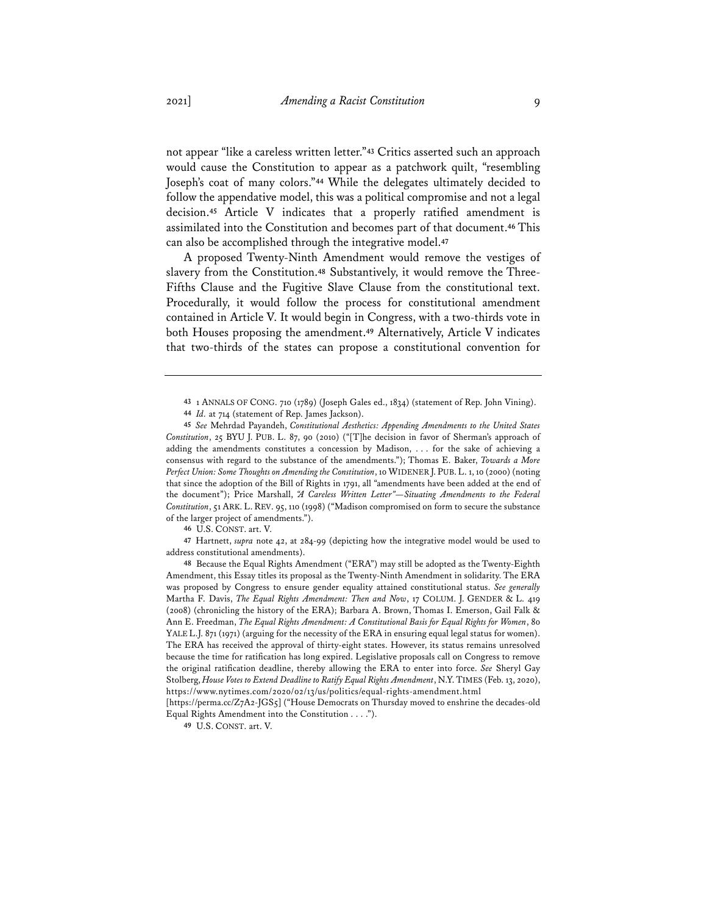not appear "like a careless written letter."[43] Critics asserted such an approach would cause the Constitution to appear as a patchwork quilt, "resembling Joseph's coat of many colors."[44] While the delegates ultimately decided to follow the appendative model, this was a political compromise and not a legal decision.[45] Article V indicates that a properly ratified amendment is assimilated into the Constitution and becomes part of that document.[46] This can also be accomplished through the integrative model.[47]

A proposed Twenty-Ninth Amendment would remove the vestiges of slavery from the Constitution.[48] Substantively, it would remove the Three-Fifths Clause and the Fugitive Slave Clause from the constitutional text. Procedurally, it would follow the process for constitutional amendment contained in Article V. It would begin in Congress, with a two-thirds vote in both Houses proposing the amendment.[49] Alternatively, Article V indicates that two-thirds of the states can propose a constitutional convention for

---

43 1 ANNALS OF CONG. 710 (1789) (Joseph Gales ed., 1834) (statement of Rep. John Vining).

44 *Id.* at 714 (statement of Rep. James Jackson).

45 *See* Mehrdad Payandeh, *Constitutional Aesthetics: Appending Amendments to the United States Constitution*, 25 BYU J. PUB. L. 87, 90 (2010) ("[T]he decision in favor of Sherman's approach of adding the amendments constitutes a concession by Madison, . . . for the sake of achieving a consensus with regard to the substance of the amendments."); Thomas E. Baker, *Towards a More Perfect Union: Some Thoughts on Amending the Constitution*, 10 WIDENER J. PUB. L. 1, 10 (2000) (noting that since the adoption of the Bill of Rights in 1791, all "amendments have been added at the end of the document"); Price Marshall, *"A Careless Written Letter"—Situating Amendments to the Federal Constitution*, 51 ARK. L. REV. 95, 110 (1998) ("Madison compromised on form to secure the substance of the larger project of amendments.").

46 U.S. CONST. art. V.

47 Hartnett, *supra* note 42, at 284-99 (depicting how the integrative model would be used to address constitutional amendments).

48 Because the Equal Rights Amendment ("ERA") may still be adopted as the Twenty-Eighth Amendment, this Essay titles its proposal as the Twenty-Ninth Amendment in solidarity. The ERA was proposed by Congress to ensure gender equality attained constitutional status. *See generally* Martha F. Davis, *The Equal Rights Amendment: Then and Now*, 17 COLUM. J. GENDER & L. 419 (2008) (chronicling the history of the ERA); Barbara A. Brown, Thomas I. Emerson, Gail Falk & Ann E. Freedman, *The Equal Rights Amendment: A Constitutional Basis for Equal Rights for Women*, 80 YALE L.J. 871 (1971) (arguing for the necessity of the ERA in ensuring equal legal status for women). The ERA has received the approval of thirty-eight states. However, its status remains unresolved because the time for ratification has long expired. Legislative proposals call on Congress to remove the original ratification deadline, thereby allowing the ERA to enter into force. *See* Sheryl Gay Stolberg, *House Votes to Extend Deadline to Ratify Equal Rights Amendment*, N.Y. TIMES (Feb. 13, 2020), https://www.nytimes.com/2020/02/13/us/politics/equal-rights-amendment.html [https://perma.cc/Z7A2-JGS5] ("House Democrats on Thursday moved to enshrine the decades-old Equal Rights Amendment into the Constitution . . . .").

49 U.S. CONST. art. V.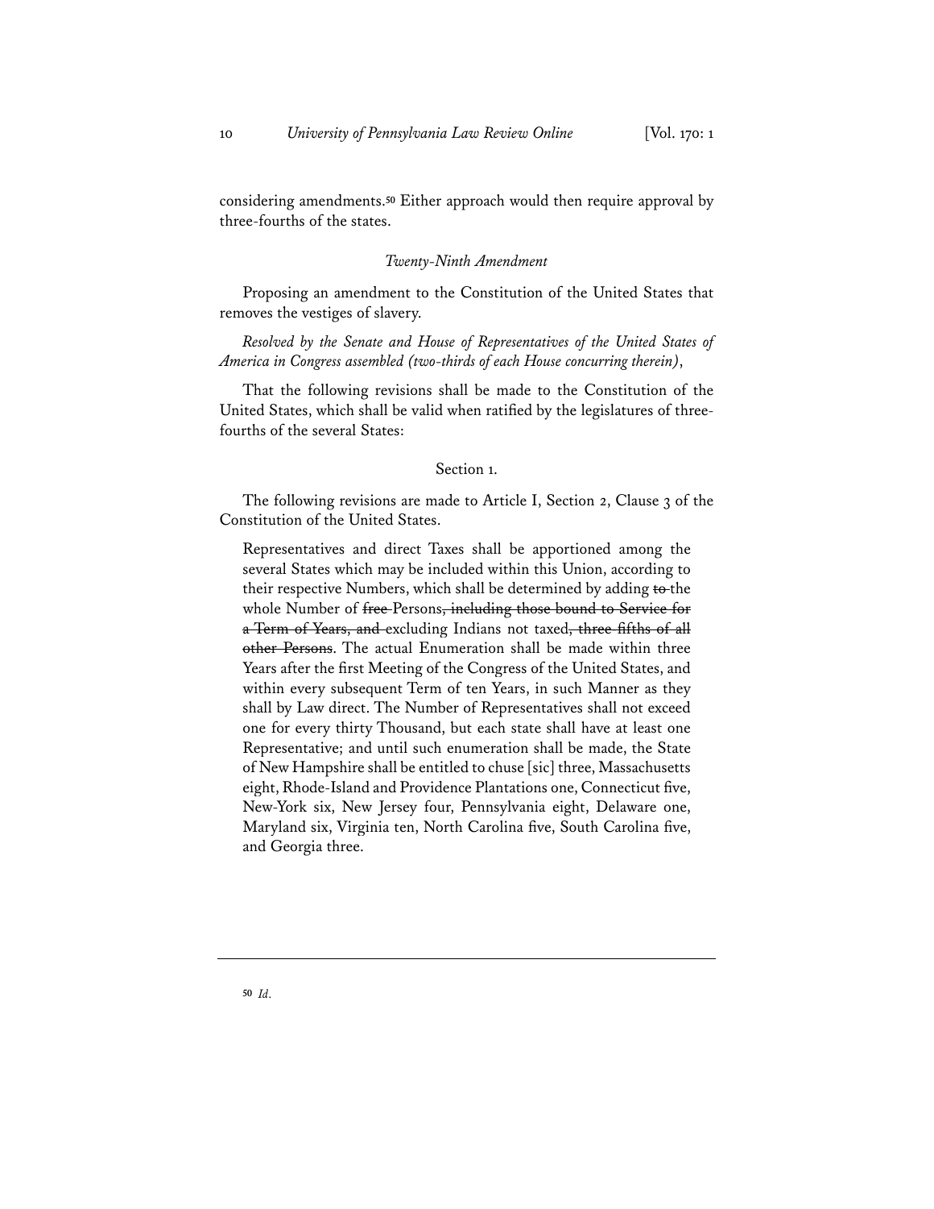considering amendments.[50] Either approach would then require approval by three-fourths of the states.

*Twenty-Ninth Amendment*

Proposing an amendment to the Constitution of the United States that removes the vestiges of slavery.

*Resolved by the Senate and House of Representatives of the United States of America in Congress assembled (two-thirds of each House concurring therein)*,

That the following revisions shall be made to the Constitution of the United States, which shall be valid when ratified by the legislatures of three-fourths of the several States:

Section 1.

The following revisions are made to Article I, Section 2, Clause 3 of the Constitution of the United States.

> Representatives and direct Taxes shall be apportioned among the several States which may be included within this Union, according to their respective Numbers, which shall be determined by adding ~~to~~ the whole Number of ~~free~~ Persons~~, including those bound to Service for a Term of Years, and~~ excluding Indians not taxed~~, three fifths of all other Persons~~. The actual Enumeration shall be made within three Years after the first Meeting of the Congress of the United States, and within every subsequent Term of ten Years, in such Manner as they shall by Law direct. The Number of Representatives shall not exceed one for every thirty Thousand, but each state shall have at least one Representative; and until such enumeration shall be made, the State of New Hampshire shall be entitled to chuse [sic] three, Massachusetts eight, Rhode-Island and Providence Plantations one, Connecticut five, New-York six, New Jersey four, Pennsylvania eight, Delaware one, Maryland six, Virginia ten, North Carolina five, South Carolina five, and Georgia three.

---

[50] *Id.*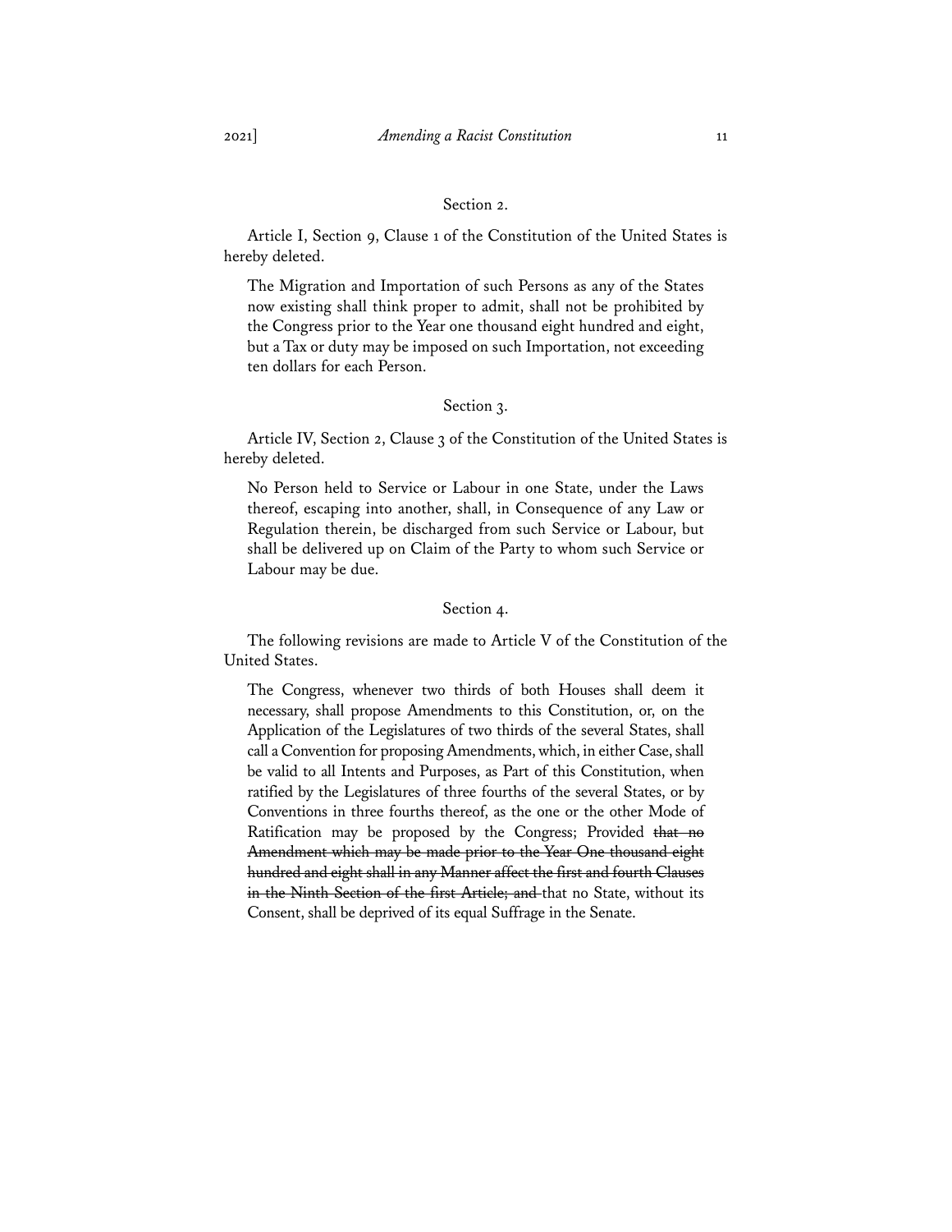Section 2.

Article I, Section 9, Clause 1 of the Constitution of the United States is hereby deleted.

> The Migration and Importation of such Persons as any of the States now existing shall think proper to admit, shall not be prohibited by the Congress prior to the Year one thousand eight hundred and eight, but a Tax or duty may be imposed on such Importation, not exceeding ten dollars for each Person.

Section 3.

Article IV, Section 2, Clause 3 of the Constitution of the United States is hereby deleted.

> No Person held to Service or Labour in one State, under the Laws thereof, escaping into another, shall, in Consequence of any Law or Regulation therein, be discharged from such Service or Labour, but shall be delivered up on Claim of the Party to whom such Service or Labour may be due.

Section 4.

The following revisions are made to Article V of the Constitution of the United States.

> The Congress, whenever two thirds of both Houses shall deem it necessary, shall propose Amendments to this Constitution, or, on the Application of the Legislatures of two thirds of the several States, shall call a Convention for proposing Amendments, which, in either Case, shall be valid to all Intents and Purposes, as Part of this Constitution, when ratified by the Legislatures of three fourths of the several States, or by Conventions in three fourths thereof, as the one or the other Mode of Ratification may be proposed by the Congress; Provided ~~that no Amendment which may be made prior to the Year One thousand eight hundred and eight shall in any Manner affect the first and fourth Clauses in the Ninth Section of the first Article; and~~ that no State, without its Consent, shall be deprived of its equal Suffrage in the Senate.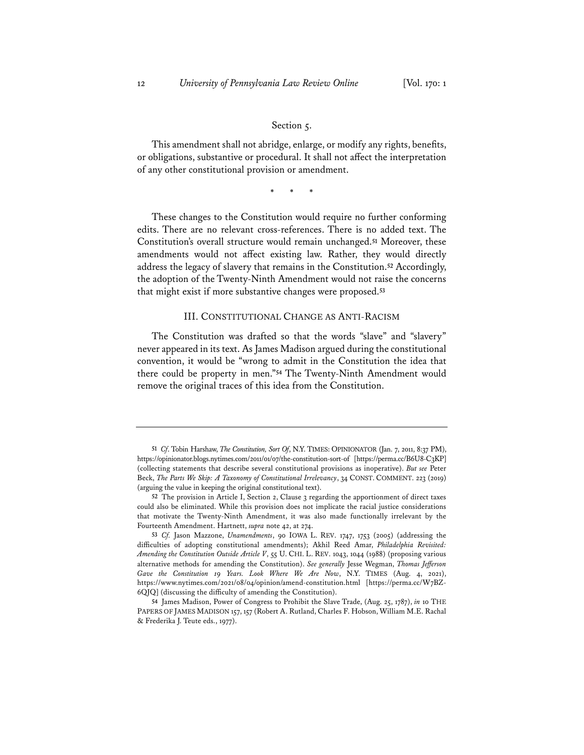Section 5.

This amendment shall not abridge, enlarge, or modify any rights, benefits, or obligations, substantive or procedural. It shall not affect the interpretation of any other constitutional provision or amendment.

\* \* \*

These changes to the Constitution would require no further conforming edits. There are no relevant cross-references. There is no added text. The Constitution's overall structure would remain unchanged.[51] Moreover, these amendments would not affect existing law. Rather, they would directly address the legacy of slavery that remains in the Constitution.[52] Accordingly, the adoption of the Twenty-Ninth Amendment would not raise the concerns that might exist if more substantive changes were proposed.[53]

## III. CONSTITUTIONAL CHANGE AS ANTI-RACISM

The Constitution was drafted so that the words "slave" and "slavery" never appeared in its text. As James Madison argued during the constitutional convention, it would be "wrong to admit in the Constitution the idea that there could be property in men."[54] The Twenty-Ninth Amendment would remove the original traces of this idea from the Constitution.

---

51 *Cf.* Tobin Harshaw, *The Constitution, Sort Of*, N.Y. TIMES: OPINIONATOR (Jan. 7, 2011, 8:37 PM), https://opinionator.blogs.nytimes.com/2011/01/07/the-constitution-sort-of [https://perma.cc/B6U8-C3KP] (collecting statements that describe several constitutional provisions as inoperative). *But see* Peter Beck, *The Parts We Skip: A Taxonomy of Constitutional Irrelevancy*, 34 CONST. COMMENT. 223 (2019) (arguing the value in keeping the original constitutional text).

52 The provision in Article I, Section 2, Clause 3 regarding the apportionment of direct taxes could also be eliminated. While this provision does not implicate the racial justice considerations that motivate the Twenty-Ninth Amendment, it was also made functionally irrelevant by the Fourteenth Amendment. Hartnett, *supra* note 42, at 274.

53 *Cf.* Jason Mazzone, *Unamendments*, 90 IOWA L. REV. 1747, 1753 (2005) (addressing the difficulties of adopting constitutional amendments); Akhil Reed Amar, *Philadelphia Revisited: Amending the Constitution Outside Article V*, 55 U. CHI. L. REV. 1043, 1044 (1988) (proposing various alternative methods for amending the Constitution). *See generally* Jesse Wegman, *Thomas Jefferson Gave the Constitution 19 Years. Look Where We Are Now*, N.Y. TIMES (Aug. 4, 2021), https://www.nytimes.com/2021/08/04/opinion/amend-constitution.html [https://perma.cc/W7BZ-6QJQ] (discussing the difficulty of amending the Constitution).

54 James Madison, Power of Congress to Prohibit the Slave Trade, (Aug. 25, 1787), *in* 10 THE PAPERS OF JAMES MADISON 157, 157 (Robert A. Rutland, Charles F. Hobson, William M.E. Rachal & Frederika J. Teute eds., 1977).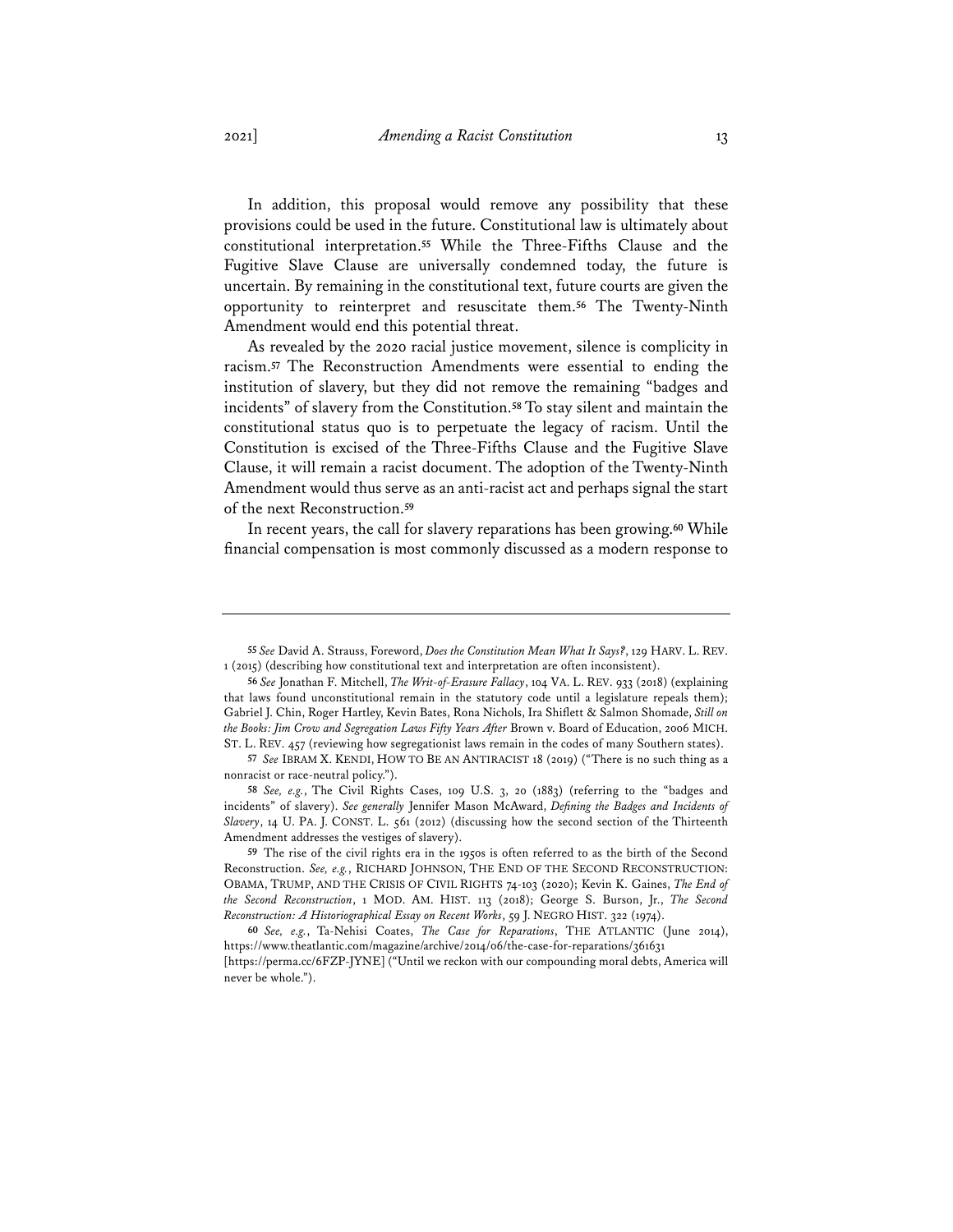In addition, this proposal would remove any possibility that these provisions could be used in the future. Constitutional law is ultimately about constitutional interpretation.[55] While the Three-Fifths Clause and the Fugitive Slave Clause are universally condemned today, the future is uncertain. By remaining in the constitutional text, future courts are given the opportunity to reinterpret and resuscitate them.[56] The Twenty-Ninth Amendment would end this potential threat.

As revealed by the 2020 racial justice movement, silence is complicity in racism.[57] The Reconstruction Amendments were essential to ending the institution of slavery, but they did not remove the remaining "badges and incidents" of slavery from the Constitution.[58] To stay silent and maintain the constitutional status quo is to perpetuate the legacy of racism. Until the Constitution is excised of the Three-Fifths Clause and the Fugitive Slave Clause, it will remain a racist document. The adoption of the Twenty-Ninth Amendment would thus serve as an anti-racist act and perhaps signal the start of the next Reconstruction.[59]

In recent years, the call for slavery reparations has been growing.[60] While financial compensation is most commonly discussed as a modern response to

---

[55] *See* David A. Strauss, Foreword, *Does the Constitution Mean What It Says?*, 129 HARV. L. REV. 1 (2015) (describing how constitutional text and interpretation are often inconsistent).

[56] *See* Jonathan F. Mitchell, *The Writ-of-Erasure Fallacy*, 104 VA. L. REV. 933 (2018) (explaining that laws found unconstitutional remain in the statutory code until a legislature repeals them); Gabriel J. Chin, Roger Hartley, Kevin Bates, Rona Nichols, Ira Shiflett & Salmon Shomade, *Still on the Books: Jim Crow and Segregation Laws Fifty Years After* Brown v. Board of Education, 2006 MICH. ST. L. REV. 457 (reviewing how segregationist laws remain in the codes of many Southern states).

[57] *See* IBRAM X. KENDI, HOW TO BE AN ANTIRACIST 18 (2019) ("There is no such thing as a nonracist or race-neutral policy.").

[58] *See, e.g.*, The Civil Rights Cases, 109 U.S. 3, 20 (1883) (referring to the "badges and incidents" of slavery). *See generally* Jennifer Mason McAward, *Defining the Badges and Incidents of Slavery*, 14 U. PA. J. CONST. L. 561 (2012) (discussing how the second section of the Thirteenth Amendment addresses the vestiges of slavery).

[59] The rise of the civil rights era in the 1950s is often referred to as the birth of the Second Reconstruction. *See, e.g.*, RICHARD JOHNSON, THE END OF THE SECOND RECONSTRUCTION: OBAMA, TRUMP, AND THE CRISIS OF CIVIL RIGHTS 74-103 (2020); Kevin K. Gaines, *The End of the Second Reconstruction*, 1 MOD. AM. HIST. 113 (2018); George S. Burson, Jr., *The Second Reconstruction: A Historiographical Essay on Recent Works*, 59 J. NEGRO HIST. 322 (1974).

[60] *See, e.g.*, Ta-Nehisi Coates, *The Case for Reparations*, THE ATLANTIC (June 2014), https://www.theatlantic.com/magazine/archive/2014/06/the-case-for-reparations/361631 [https://perma.cc/6FZP-JYNE] ("Until we reckon with our compounding moral debts, America will never be whole.").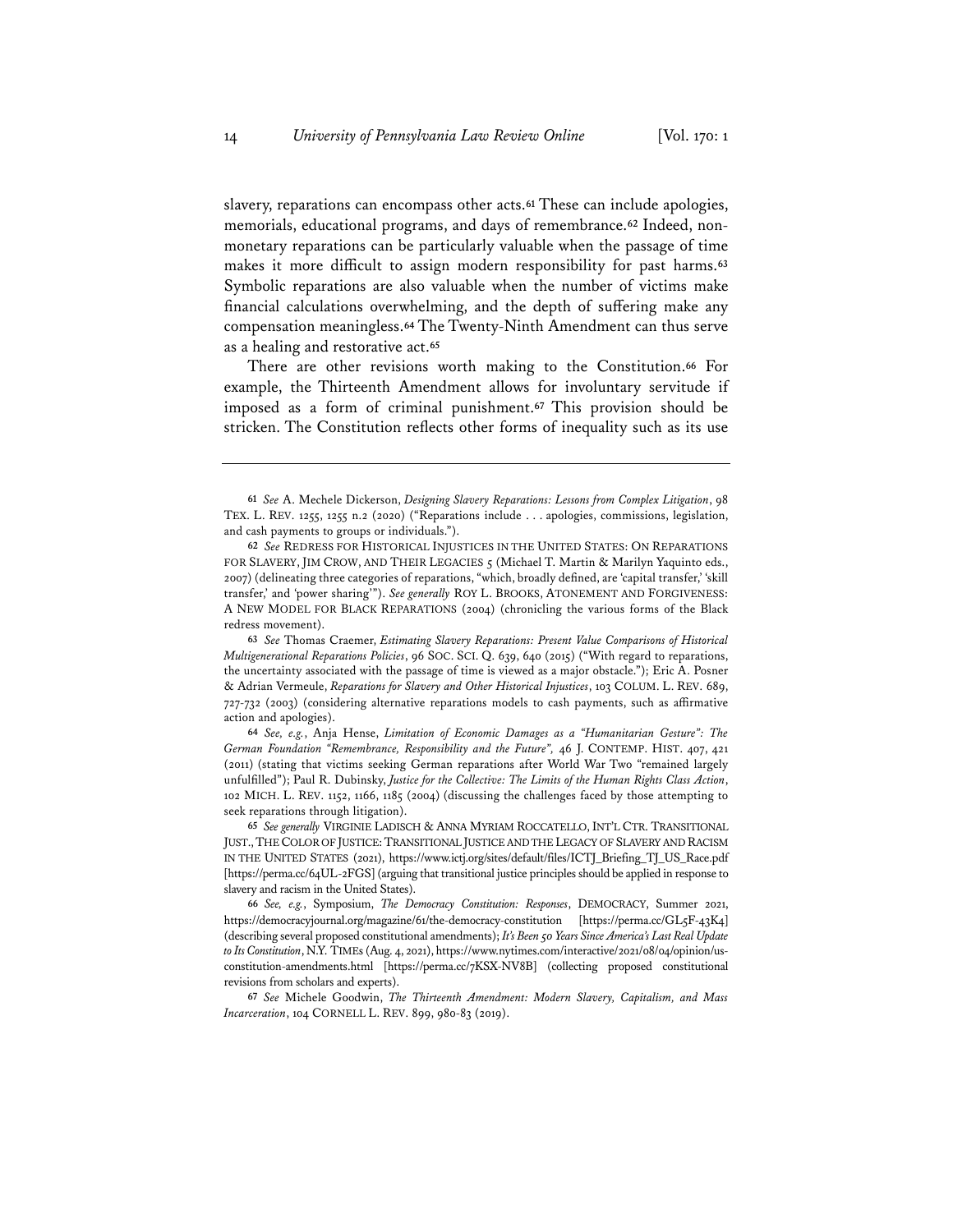slavery, reparations can encompass other acts.[61] These can include apologies, memorials, educational programs, and days of remembrance.[62] Indeed, non-monetary reparations can be particularly valuable when the passage of time makes it more difficult to assign modern responsibility for past harms.[63] Symbolic reparations are also valuable when the number of victims make financial calculations overwhelming, and the depth of suffering make any compensation meaningless.[64] The Twenty-Ninth Amendment can thus serve as a healing and restorative act.[65]

There are other revisions worth making to the Constitution.[66] For example, the Thirteenth Amendment allows for involuntary servitude if imposed as a form of criminal punishment.[67] This provision should be stricken. The Constitution reflects other forms of inequality such as its use

---

[61] *See* A. Mechele Dickerson, *Designing Slavery Reparations: Lessons from Complex Litigation*, 98 TEX. L. REV. 1255, 1255 n.2 (2020) ("Reparations include . . . apologies, commissions, legislation, and cash payments to groups or individuals.").

[62] *See* REDRESS FOR HISTORICAL INJUSTICES IN THE UNITED STATES: ON REPARATIONS FOR SLAVERY, JIM CROW, AND THEIR LEGACIES 5 (Michael T. Martin & Marilyn Yaquinto eds., 2007) (delineating three categories of reparations, "which, broadly defined, are 'capital transfer,' 'skill transfer,' and 'power sharing'"). *See generally* ROY L. BROOKS, ATONEMENT AND FORGIVENESS: A NEW MODEL FOR BLACK REPARATIONS (2004) (chronicling the various forms of the Black redress movement).

[63] *See* Thomas Craemer, *Estimating Slavery Reparations: Present Value Comparisons of Historical Multigenerational Reparations Policies*, 96 SOC. SCI. Q. 639, 640 (2015) ("With regard to reparations, the uncertainty associated with the passage of time is viewed as a major obstacle."); Eric A. Posner & Adrian Vermeule, *Reparations for Slavery and Other Historical Injustices*, 103 COLUM. L. REV. 689, 727-732 (2003) (considering alternative reparations models to cash payments, such as affirmative action and apologies).

[64] *See, e.g.*, Anja Hense, *Limitation of Economic Damages as a "Humanitarian Gesture": The German Foundation "Remembrance, Responsibility and the Future"*, 46 J. CONTEMP. HIST. 407, 421 (2011) (stating that victims seeking German reparations after World War Two "remained largely unfulfilled"); Paul R. Dubinsky, *Justice for the Collective: The Limits of the Human Rights Class Action*, 102 MICH. L. REV. 1152, 1166, 1185 (2004) (discussing the challenges faced by those attempting to seek reparations through litigation).

[65] *See generally* VIRGINIE LADISCH & ANNA MYRIAM ROCCATELLO, INT'L CTR. TRANSITIONAL JUST., THE COLOR OF JUSTICE: TRANSITIONAL JUSTICE AND THE LEGACY OF SLAVERY AND RACISM IN THE UNITED STATES (2021), https://www.ictj.org/sites/default/files/ICTJ_Briefing_TJ_US_Race.pdf [https://perma.cc/64UL-2FGS] (arguing that transitional justice principles should be applied in response to slavery and racism in the United States).

[66] *See, e.g.*, Symposium, *The Democracy Constitution: Responses*, DEMOCRACY, Summer 2021, https://democracyjournal.org/magazine/61/the-democracy-constitution [https://perma.cc/GL5F-43K4] (describing several proposed constitutional amendments); *It's Been 50 Years Since America's Last Real Update to Its Constitution*, N.Y. TIMES (Aug. 4, 2021), https://www.nytimes.com/interactive/2021/08/04/opinion/us-constitution-amendments.html [https://perma.cc/7KSX-NV8B] (collecting proposed constitutional revisions from scholars and experts).

[67] *See* Michele Goodwin, *The Thirteenth Amendment: Modern Slavery, Capitalism, and Mass Incarceration*, 104 CORNELL L. REV. 899, 980-83 (2019).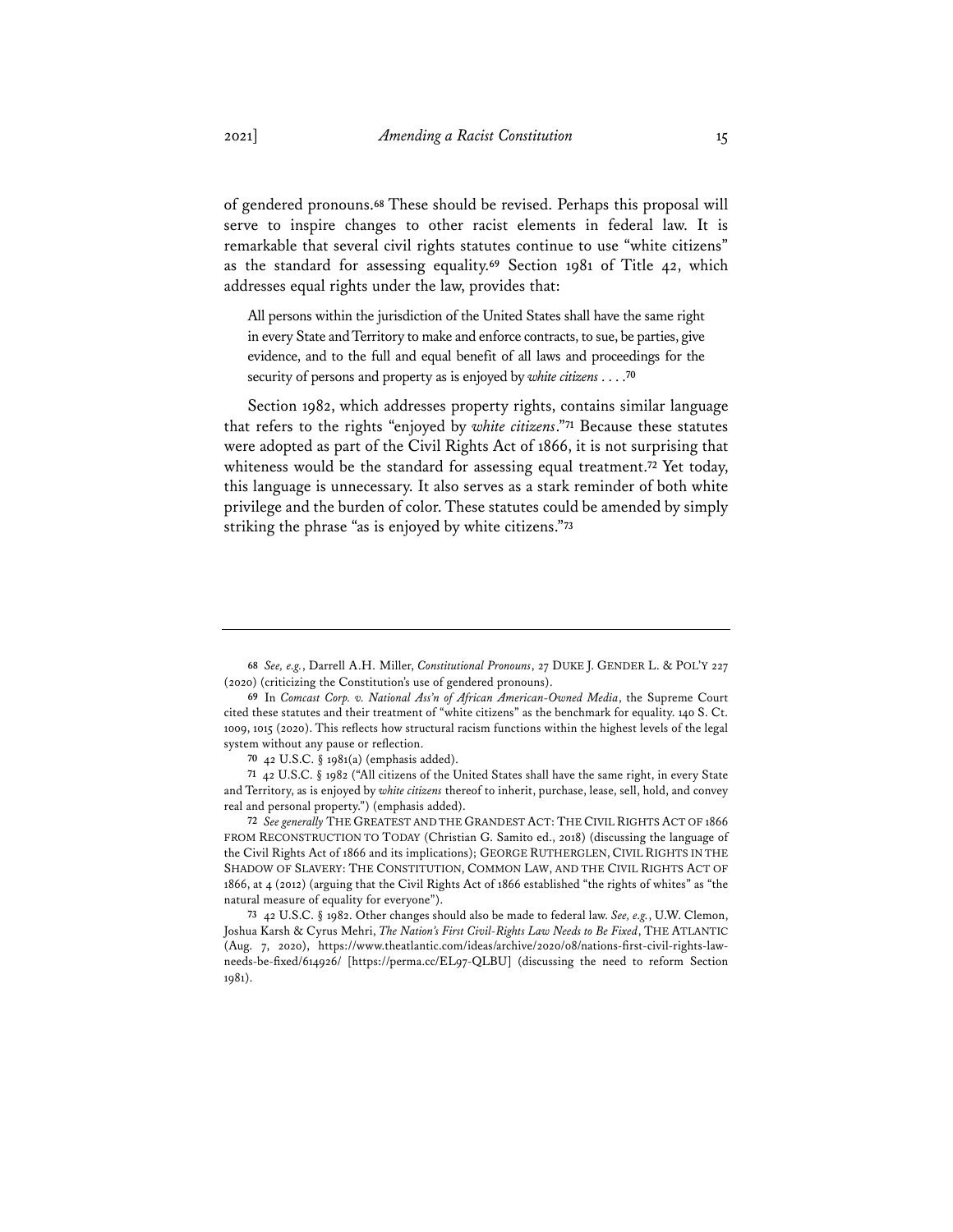of gendered pronouns.[68] These should be revised. Perhaps this proposal will serve to inspire changes to other racist elements in federal law. It is remarkable that several civil rights statutes continue to use "white citizens" as the standard for assessing equality.[69] Section 1981 of Title 42, which addresses equal rights under the law, provides that:

> All persons within the jurisdiction of the United States shall have the same right in every State and Territory to make and enforce contracts, to sue, be parties, give evidence, and to the full and equal benefit of all laws and proceedings for the security of persons and property as is enjoyed by *white citizens* . . . .[70]

Section 1982, which addresses property rights, contains similar language that refers to the rights "enjoyed by *white citizens*."[71] Because these statutes were adopted as part of the Civil Rights Act of 1866, it is not surprising that whiteness would be the standard for assessing equal treatment.[72] Yet today, this language is unnecessary. It also serves as a stark reminder of both white privilege and the burden of color. These statutes could be amended by simply striking the phrase "as is enjoyed by white citizens."[73]

---

[68] *See, e.g.*, Darrell A.H. Miller, *Constitutional Pronouns*, 27 DUKE J. GENDER L. & POL'Y 227 (2020) (criticizing the Constitution's use of gendered pronouns).

[69] In *Comcast Corp. v. National Ass'n of African American-Owned Media*, the Supreme Court cited these statutes and their treatment of "white citizens" as the benchmark for equality. 140 S. Ct. 1009, 1015 (2020). This reflects how structural racism functions within the highest levels of the legal system without any pause or reflection.

[70] 42 U.S.C. § 1981(a) (emphasis added).

[71] 42 U.S.C. § 1982 ("All citizens of the United States shall have the same right, in every State and Territory, as is enjoyed by *white citizens* thereof to inherit, purchase, lease, sell, hold, and convey real and personal property.") (emphasis added).

[72] *See generally* THE GREATEST AND THE GRANDEST ACT: THE CIVIL RIGHTS ACT OF 1866 FROM RECONSTRUCTION TO TODAY (Christian G. Samito ed., 2018) (discussing the language of the Civil Rights Act of 1866 and its implications); GEORGE RUTHERGLEN, CIVIL RIGHTS IN THE SHADOW OF SLAVERY: THE CONSTITUTION, COMMON LAW, AND THE CIVIL RIGHTS ACT OF 1866, at 4 (2012) (arguing that the Civil Rights Act of 1866 established "the rights of whites" as "the natural measure of equality for everyone").

[73] 42 U.S.C. § 1982. Other changes should also be made to federal law. *See, e.g.*, U.W. Clemon, Joshua Karsh & Cyrus Mehri, *The Nation's First Civil-Rights Law Needs to Be Fixed*, THE ATLANTIC (Aug. 7, 2020), https://www.theatlantic.com/ideas/archive/2020/08/nations-first-civil-rights-law-needs-be-fixed/614926/ [https://perma.cc/EL97-QLBU] (discussing the need to reform Section 1981).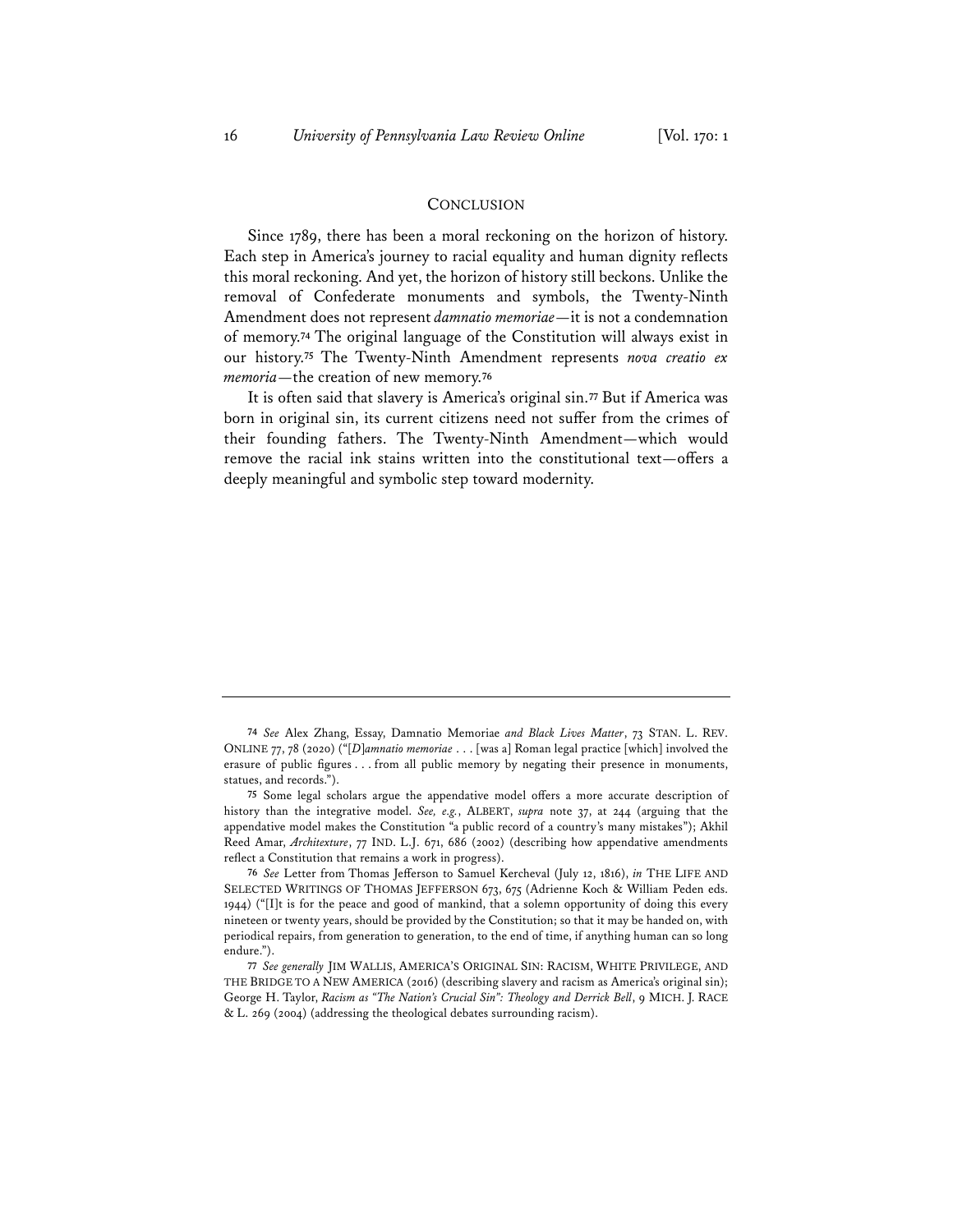## CONCLUSION

Since 1789, there has been a moral reckoning on the horizon of history. Each step in America's journey to racial equality and human dignity reflects this moral reckoning. And yet, the horizon of history still beckons. Unlike the removal of Confederate monuments and symbols, the Twenty-Ninth Amendment does not represent *damnatio memoriae*—it is not a condemnation of memory.[74] The original language of the Constitution will always exist in our history.[75] The Twenty-Ninth Amendment represents *nova creatio ex memoria*—the creation of new memory.[76]

It is often said that slavery is America's original sin.[77] But if America was born in original sin, its current citizens need not suffer from the crimes of their founding fathers. The Twenty-Ninth Amendment—which would remove the racial ink stains written into the constitutional text—offers a deeply meaningful and symbolic step toward modernity.

---

[74] *See* Alex Zhang, Essay, Damnatio Memoriae *and Black Lives Matter*, 73 STAN. L. REV. ONLINE 77, 78 (2020) ("[*D*]*amnatio memoriae* . . . [was a] Roman legal practice [which] involved the erasure of public figures . . . from all public memory by negating their presence in monuments, statues, and records.").

[75] Some legal scholars argue the appendative model offers a more accurate description of history than the integrative model. *See, e.g.*, ALBERT, *supra* note 37, at 244 (arguing that the appendative model makes the Constitution "a public record of a country's many mistakes"); Akhil Reed Amar, *Architexture*, 77 IND. L.J. 671, 686 (2002) (describing how appendative amendments reflect a Constitution that remains a work in progress).

[76] *See* Letter from Thomas Jefferson to Samuel Kercheval (July 12, 1816), *in* THE LIFE AND SELECTED WRITINGS OF THOMAS JEFFERSON 673, 675 (Adrienne Koch & William Peden eds. 1944) ("[I]t is for the peace and good of mankind, that a solemn opportunity of doing this every nineteen or twenty years, should be provided by the Constitution; so that it may be handed on, with periodical repairs, from generation to generation, to the end of time, if anything human can so long endure.").

[77] *See generally* JIM WALLIS, AMERICA'S ORIGINAL SIN: RACISM, WHITE PRIVILEGE, AND THE BRIDGE TO A NEW AMERICA (2016) (describing slavery and racism as America's original sin); George H. Taylor, *Racism as "The Nation's Crucial Sin": Theology and Derrick Bell*, 9 MICH. J. RACE & L. 269 (2004) (addressing the theological debates surrounding racism).